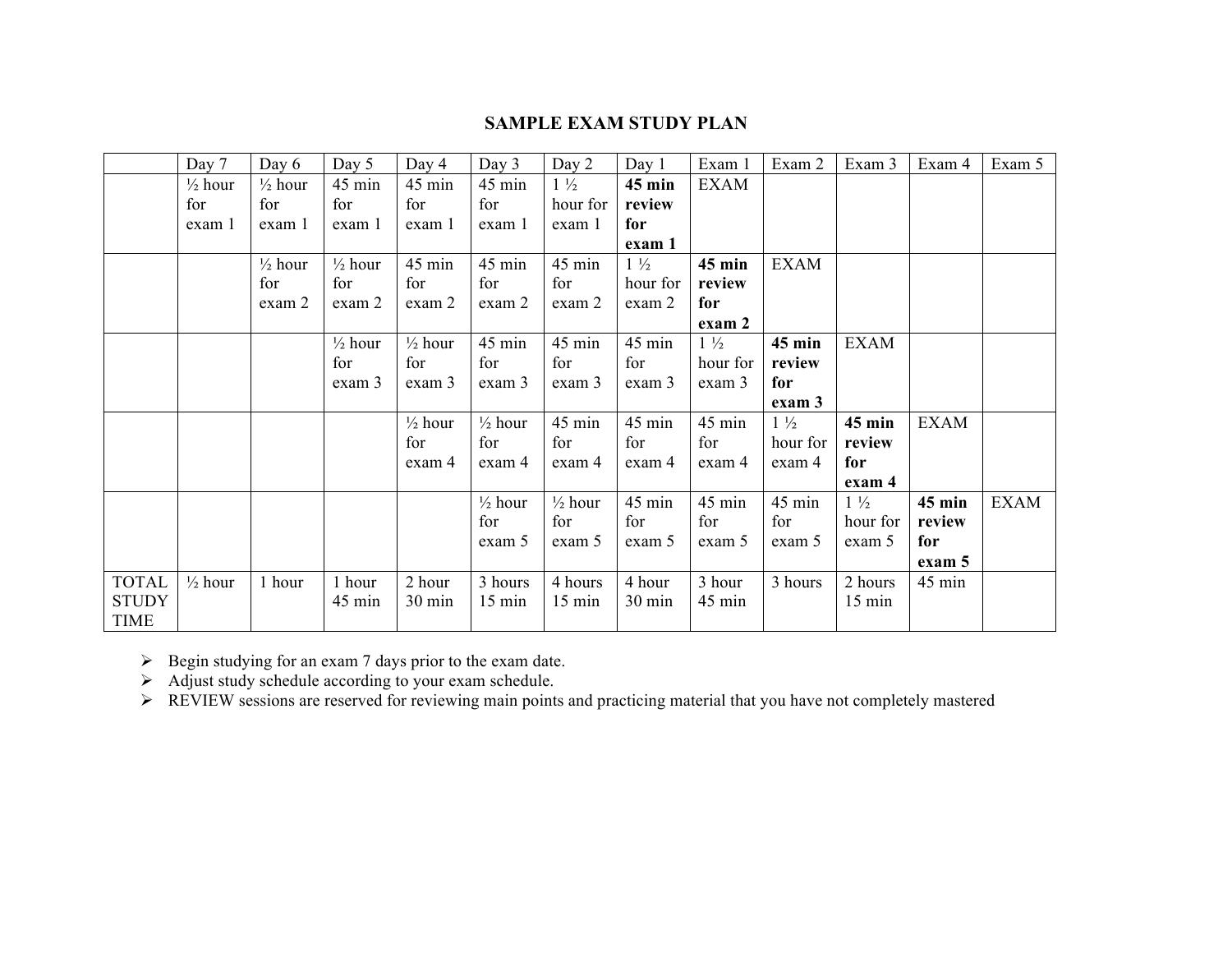## SAMPLE EXAM STUDY PLAN

| | Day 7 | Day 6 | Day 5 | Day 4 | Day 3 | Day 2 | Day 1 | Exam 1 | Exam 2 | Exam 3 | Exam 4 | Exam 5 |
|---|---|---|---|---|---|---|---|---|---|---|---|---|
| | ½ hour for exam 1 | ½ hour for exam 1 | 45 min for exam 1 | 45 min for exam 1 | 45 min for exam 1 | 1 ½ hour for exam 1 | **45 min review for exam 1** | EXAM | | | | |
| | | ½ hour for exam 2 | ½ hour for exam 2 | 45 min for exam 2 | 45 min for exam 2 | 45 min for exam 2 | 1 ½ hour for exam 2 | **45 min review for exam 2** | EXAM | | | |
| | | | ½ hour for exam 3 | ½ hour for exam 3 | 45 min for exam 3 | 45 min for exam 3 | 45 min for exam 3 | 1 ½ hour for exam 3 | **45 min review for exam 3** | EXAM | | |
| | | | | ½ hour for exam 4 | ½ hour for exam 4 | 45 min for exam 4 | 45 min for exam 4 | 45 min for exam 4 | 1 ½ hour for exam 4 | **45 min review for exam 4** | EXAM | |
| | | | | | ½ hour for exam 5 | ½ hour for exam 5 | 45 min for exam 5 | 45 min for exam 5 | 45 min for exam 5 | 1 ½ hour for exam 5 | **45 min review for exam 5** | EXAM |
| TOTAL STUDY TIME | ½ hour | 1 hour | 1 hour 45 min | 2 hour 30 min | 3 hours 15 min | 4 hours 15 min | 4 hour 30 min | 3 hour 45 min | 3 hours | 2 hours 15 min | 45 min | |

- Begin studying for an exam 7 days prior to the exam date.
- Adjust study schedule according to your exam schedule.
- REVIEW sessions are reserved for reviewing main points and practicing material that you have not completely mastered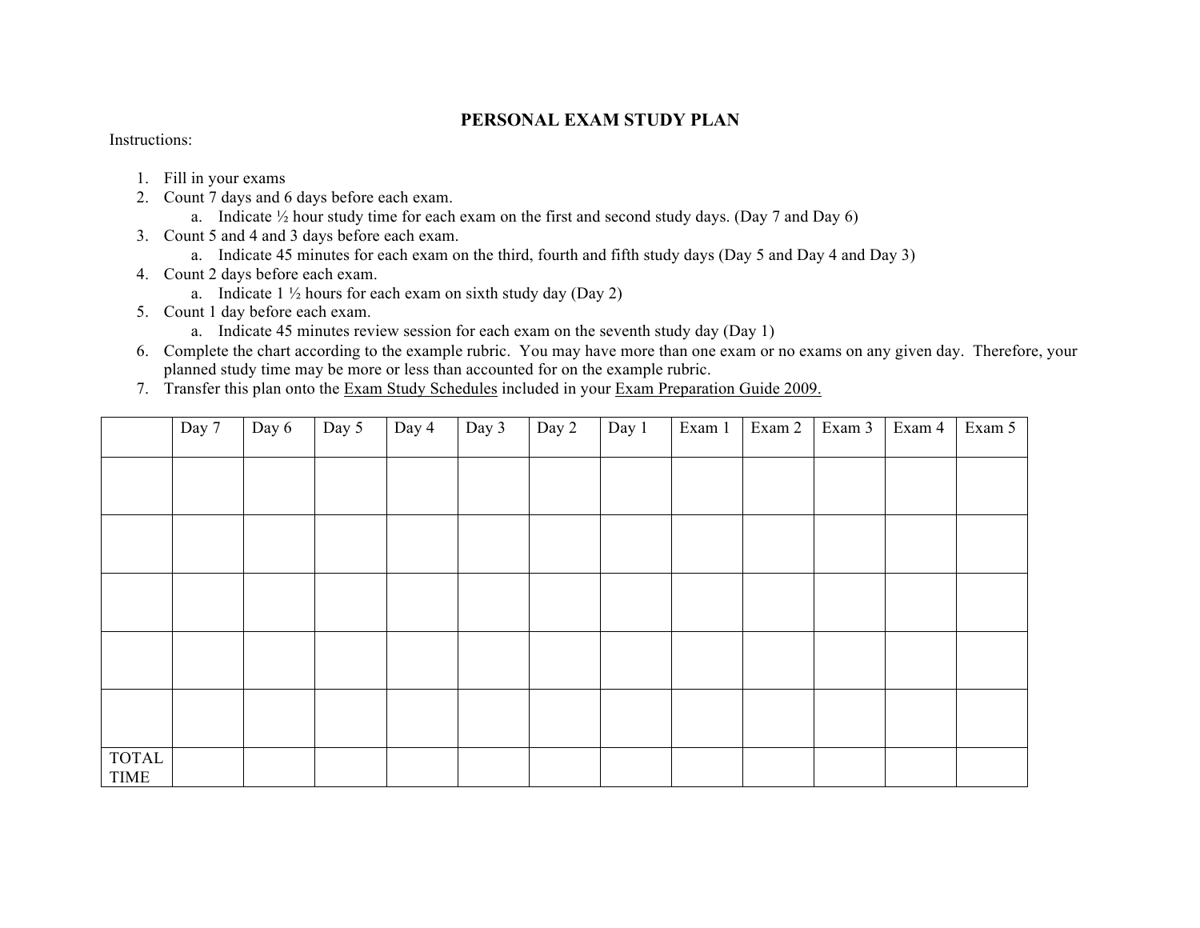# PERSONAL EXAM STUDY PLAN

Instructions:

1. Fill in your exams
2. Count 7 days and 6 days before each exam.
   a. Indicate ½ hour study time for each exam on the first and second study days. (Day 7 and Day 6)
3. Count 5 and 4 and 3 days before each exam.
   a. Indicate 45 minutes for each exam on the third, fourth and fifth study days (Day 5 and Day 4 and Day 3)
4. Count 2 days before each exam.
   a. Indicate 1 ½ hours for each exam on sixth study day (Day 2)
5. Count 1 day before each exam.
   a. Indicate 45 minutes review session for each exam on the seventh study day (Day 1)
6. Complete the chart according to the example rubric. You may have more than one exam or no exams on any given day. Therefore, your planned study time may be more or less than accounted for on the example rubric.
7. Transfer this plan onto the Exam Study Schedules included in your Exam Preparation Guide 2009.

| | Day 7 | Day 6 | Day 5 | Day 4 | Day 3 | Day 2 | Day 1 | Exam 1 | Exam 2 | Exam 3 | Exam 4 | Exam 5 |
|---|---|---|---|---|---|---|---|---|---|---|---|---|
| | | | | | | | | | | | | |
| | | | | | | | | | | | | |
| | | | | | | | | | | | | |
| | | | | | | | | | | | | |
| | | | | | | | | | | | | |
| TOTAL TIME | | | | | | | | | | | | |